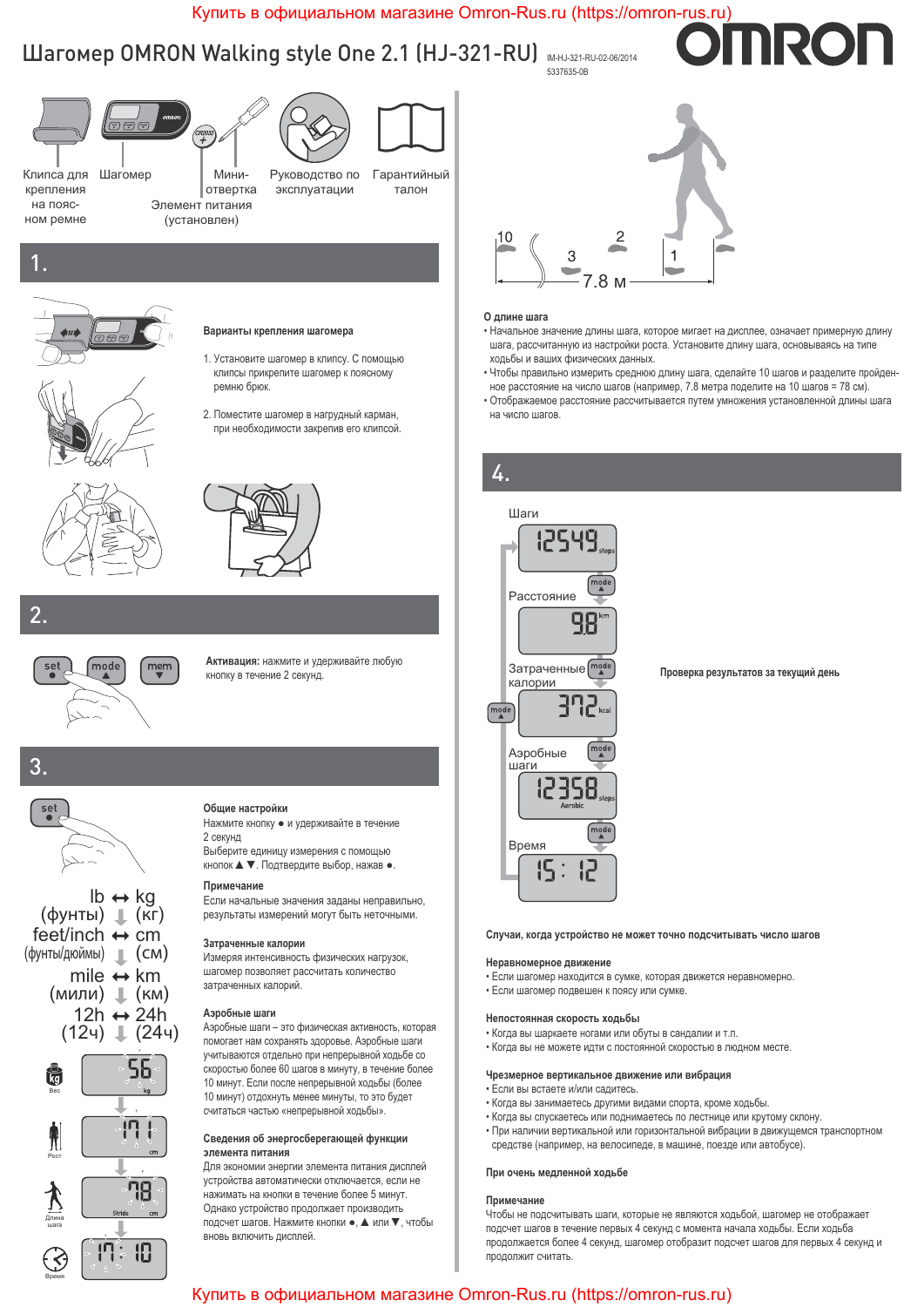Купить в официальном магазине Omron-Rus.ru (https://omron-rus.ru)

# Шагомер OMRON Walking style One 2.1 (HJ-321-RU)

IM-HJ-321-RU-02-06/2014
5337635-0B

OMRON

Клипса для крепления на поясном ремне | Шагомер | Мини-отвертка | Элемент питания (установлен) | Руководство по эксплуатации | Гарантийный талон

## 1.

**Варианты крепления шагомера**

1. Установите шагомер в клипсу. С помощью клипсы прикрепите шагомер к поясному ремню брюк.

2. Поместите шагомер в нагрудный карман, при необходимости закрепив его клипсой.

## 2.

set | mode | mem

**Активация:** нажмите и удерживайте любую кнопку в течение 2 секунд.

## 3.

**Общие настройки**

Нажмите кнопку ● и удерживайте в течение 2 секунд

Выберите единицу измерения с помощью кнопок ▲ ▼. Подтвердите выбор, нажав ●.

lb ↔ kg (фунты) (кг)
feet/inch ↔ cm (футы/дюймы) (см)
mile ↔ km (мили) (км)
12h ↔ 24h (12ч) (24ч)

Вес 56 kg
Рост 170 cm
Длина шага 78 Stride cm
Время 17:10

**Примечание**

Если начальные значения заданы неправильно, результаты измерений могут быть неточными.

**Затраченные калории**

Измеряя интенсивность физических нагрузок, шагомер позволяет рассчитать количество затраченных калорий.

**Аэробные шаги**

Аэробные шаги – это физическая активность, которая помогает нам сохранять здоровье. Аэробные шаги учитываются отдельно при непрерывной ходьбе со скоростью более 60 шагов в минуту, в течение более 10 минут. Если после непрерывной ходьбы (более 10 минут) отдохнуть менее минуты, то это будет считаться частью «непрерывной ходьбы».

**Сведения об энергосберегающей функции элемента питания**

Для экономии энергии элемента питания дисплей устройства автоматически отключается, если не нажимать на кнопки в течение более 5 минут. Однако устройство продолжает производить подсчет шагов. Нажмите кнопки ●, ▲ или ▼, чтобы вновь включить дисплей.

10 3 2 1 — 7.8 м

**О длине шага**

- Начальное значение длины шага, которое мигает на дисплее, означает примерную длину шага, рассчитанную из настройки роста. Установите длину шага, основываясь на типе ходьбы и ваших физических данных.
- Чтобы правильно измерить среднюю длину шага, сделайте 10 шагов и разделите пройденное расстояние на число шагов (например, 7.8 метра поделите на 10 шагов = 78 см).
- Отображаемое расстояние рассчитывается путем умножения установленной длины шага на число шагов.

## 4.

Шаги 12549 steps
Расстояние 9.8 km
Затраченные калории 372 kcal
Аэробные шаги 12358 steps Aerobic
Время 15:12

**Проверка результатов за текущий день**

**Случаи, когда устройство не может точно подсчитывать число шагов**

**Неравномерное движение**

- Если шагомер находится в сумке, которая движется неравномерно.
- Если шагомер подвешен к поясу или сумке.

**Непостоянная скорость ходьбы**

- Когда вы шаркаете ногами или обуты в сандалии и т.п.
- Когда вы не можете идти с постоянной скоростью в людном месте.

**Чрезмерное вертикальное движение или вибрация**

- Если вы встаете и/или садитесь.
- Когда вы занимаетесь другими видами спорта, кроме ходьбы.
- Когда вы спускаетесь или поднимаетесь по лестнице или крутому склону.
- При наличии вертикальной или горизонтальной вибрации в движущемся транспортном средстве (например, на велосипеде, в машине, поезде или автобусе).

**При очень медленной ходьбе**

**Примечание**

Чтобы не подсчитывать шаги, которые не являются ходьбой, шагомер не отображает подсчет шагов в течение первых 4 секунд с момента начала ходьбы. Если ходьба продолжается более 4 секунд, шагомер отобразит подсчет шагов для первых 4 секунд и продолжит считать.

Купить в официальном магазине Omron-Rus.ru (https://omron-rus.ru)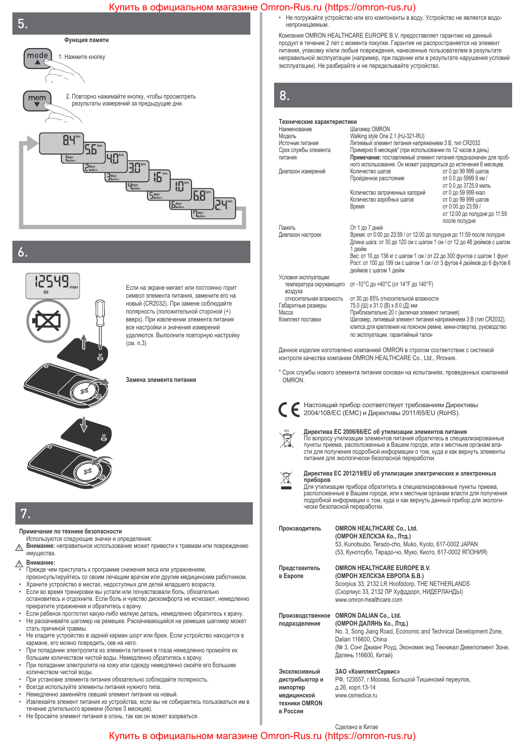## 5.

### Функция памяти

1. Нажмите кнопку

2. Повторно нажимайте кнопку, чтобы просмотреть результаты измерений за предыдущие дни.

## 6.

Если на экране мигает или постоянно горит символ элемента питания, замените его на новый (CR2032). При замене соблюдайте полярность (положительной стороной (+) вверх). При извлечении элемента питания все настройки и значения измерений удаляются. Выполните повторную настройку (см. п.3)

**Замена элемента питания**

## 7.

**Примечание по технике безопасности**

Используются следующие значки и определения:

⚠ **Внимание:** неправильное использование может привести к травмам или повреждению имущества.

⚠ **Внимание:**

- Прежде чем приступать к программе снижения веса или упражнениям, проконсультируйтесь со своим лечащим врачом или другим медицинским работником.
- Храните устройство в местах, недоступных для детей младшего возраста.
- Если во время тренировки вы устали или почувствовали боль, обязательно остановитесь и отдохните. Если боль и чувство дискомфорта не исчезают, немедленно прекратите упражнения и обратитесь к врачу.
- Если ребенок проглотил какую-либо мелкую деталь, немедленно обратитесь к врачу.
- Не раскачивайте шагомер на ремешке. Раскачивающийся на ремешке шагомер может стать причиной травмы.
- Не кладите устройство в задний карман шорт или брюк. Если устройство находится в кармане, его можно повредить, сев на него.
- При попадании электролита из элемента питания в глаза немедленно промойте их большим количеством чистой воды. Немедленно обратитесь к врачу.
- При попадании электролита на кожу или одежду немедленно смойте его большим количеством чистой воды.
- При установке элемента питания обязательно соблюдайте полярность.
- Всегда используйте элементы питания нужного типа.
- Немедленно заменяйте севший элемент питания на новый.
- Извлекайте элемент питания из устройства, если вы не собираетесь пользоваться им в течение длительного времени (более 3 месяцев).
- Не бросайте элемент питания в огонь, так как он может взорваться.
- Не погружайте устройство или его компоненты в воду. Устройство не является водонепроницаемым.

Компания OMRON HEALTHCARE EUROPE B.V. предоставляет гарантию на данный продукт в течение 2 лет с момента покупки. Гарантия не распространяется на элемент питания, упаковку и/или любые повреждения, нанесенные пользователем в результате неправильной эксплуатации (например, при падении или в результате нарушения условий эксплуатации). Не разбирайте и не переделывайте устройство.

## 8.

**Технические характеристики**

| | | |
|---|---|---|
| Наименование | Шагомер OMRON | |
| Модель | Walking style One 2.1 (HJ-321-RU) | |
| Источник питания | Литиевый элемент питания напряжением 3 В, тип CR2032 | |
| Срок службы элемента питания | Примерно 6 месяцев* (при использовании по 12 часов в день)<br>**Примечание:** поставляемый элемент питания предназначен для пробного использования. Он может разрядиться до истечения 6 месяцев. | |
| Диапазон измерений | Количество шагов | от 0 до 99 999 шагов |
| | Пройденное расстояние | от 0.0 до 5999.9 км / от 0.0 до 3725.9 миль |
| | Количество затраченных калорий | от 0 до 59 999 ккал |
| | Количество аэробных шагов | от 0 до 99 999 шагов |
| | Время | от 0:00 до 23:59 / от 12:00 до полудня до 11:59 после полудня |
| Память | От 1 до 7 дней | |
| Диапазон настроек | Время: от 0:00 до 23:59 / от 12:00 до полудня до 11:59 после полудня<br>Длина шага: от 30 до 120 см с шагом 1 см / от 12 до 48 дюймов с шагом 1 дюйм<br>Вес: от 10 до 136 кг с шагом 1 см / от 22 до 300 фунтов с шагом 1 фунт<br>Рост: от 100 до 199 см с шагом 1 см / от 3 футов 4 дюймов до 6 футов 6 дюймов с шагом 1 дюйм | |
| Условия эксплуатации: температура окружающего воздуха | от -10°C до +40°C (от 14°F до 140°F) | |
| относительная влажность | от 30 до 85% относительной влажности | |
| Габаритные размеры | 75.0 (Ш) x 31.0 (В) x 8.0 (Д) мм | |
| Масса | Приблизительно 20 г (включая элемент питания) | |
| Комплект поставки | Шагомер, литиевый элемент питания напряжением 3 В (тип CR2032), клипса для крепления на поясном ремне, мини-отвертка, руководство по эксплуатации, гарантийный талон | |

Данное изделие изготовлено компанией OMRON в строгом соответствии с системой контроля качества компании OMRON HEALTHCARE Co., Ltd., Япония.

\* Срок службы нового элемента питания основан на испытаниях, проведенных компанией OMRON.

CE Настоящий прибор соответствует требованиям Директивы 2004/108/EC (EMC) и Директивы 2011/65/EU (RoHS).

**Директива EC 2006/66/EC об утилизации элементов питания**
По вопросу утилизации элементов питания обратитесь в специализированные пункты приема, расположенные в Вашем городе, или к местным органам власти для получения подробной информации о том, куда и как вернуть элементы питания для экологически безопасной переработки.

**Директива EC 2012/19/EU об утилизации электрических и электронных приборов**
Для утилизации прибора обратитесь в специализированные пункты приема, расположенные в Вашем городе, или к местным органам власти для получения подробной информации о том, куда и как вернуть данный прибор для экологически безопасной переработки.

**Производитель**
**OMRON HEALTHCARE Co., Ltd.**
**(ОМРОН ХЕЛСКЭА Ко., Лтд.)**
53, Kunotsubo, Terado-cho, Muko, Kyoto, 617-0002 JAPAN
(53, Кунотсубо, Терадо-чо, Муко, Киото, 617-0002 ЯПОНИЯ)

**Представитель в Европе**
**OMRON HEALTHCARE EUROPE B.V.**
**(ОМРОН ХЕЛСКЭА ЕВРОПА Б.В.)**
Scorpius 33, 2132 LR Hoofddorp, THE NETHERLANDS
(Скорпиус 33, 2132 ЛР Хуфддорп, НИДЕРЛАНДЫ)
www.omron-healthcare.com

**Производственное подразделение**
**OMRON DALIAN Co., Ltd.**
**(ОМРОН ДАЛЯНЬ Ко., Лтд.)**
No. 3, Song Jiang Road, Economic and Technical Development Zone, Dalian 116600, China
(№ 3, Сонг Джианг Роуд, Экономик энд Техникал Девелопмент Зоне, Далянь 116600, Китай)

**Эксклюзивный дистрибьютор и импортер медицинской техники OMRON в России**
**ЗАО «КомплектСервис»**
РФ, 123557, г.Москва, Большой Тишинский переулок, д.26, корп.13-14
www.csmedica.ru

Сделано в Китае